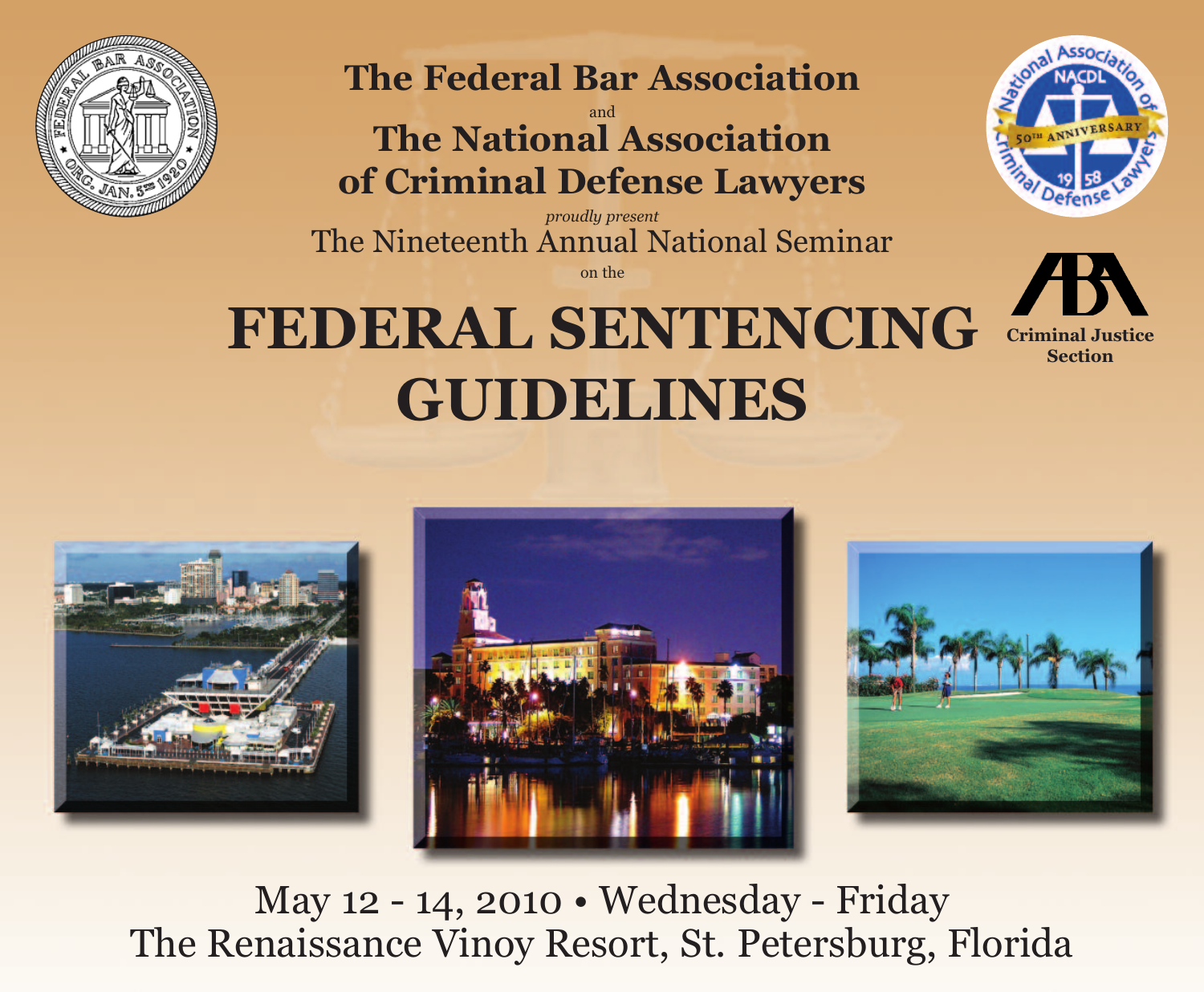**The Federal Bar Association**

and

**The National Association of Criminal Defense Lawyers**

*proudly present*

The Nineteenth Annual National Seminar

on the

# FEDERAL SENTENCING GUIDELINES

**Criminal Justice Section**

May 12 - 14, 2010 • Wednesday - Friday

The Renaissance Vinoy Resort, St. Petersburg, Florida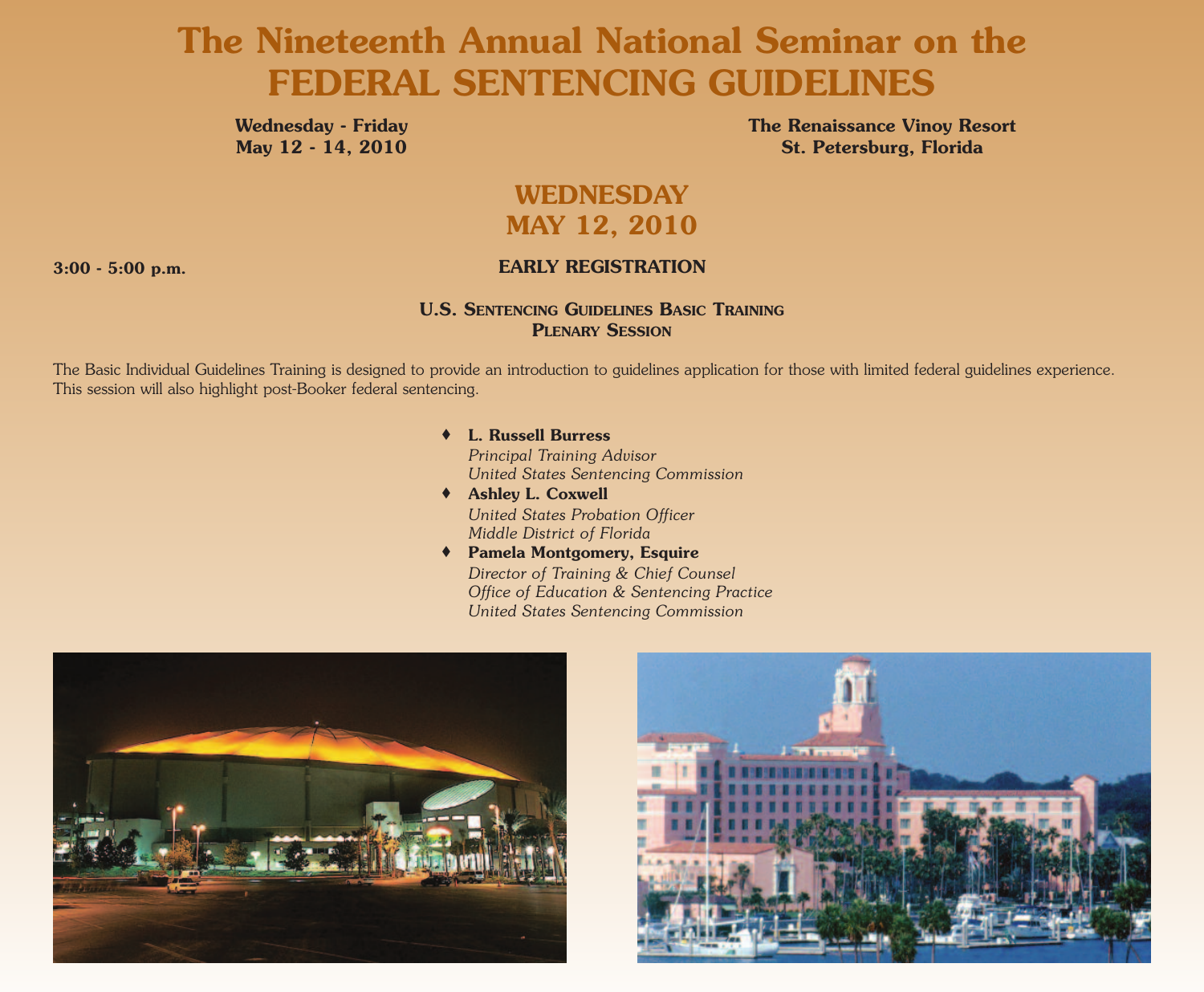# The Nineteenth Annual National Seminar on the FEDERAL SENTENCING GUIDELINES

**Wednesday - Friday**
**May 12 - 14, 2010**

**The Renaissance Vinoy Resort**
**St. Petersburg, Florida**

## WEDNESDAY
## MAY 12, 2010

**3:00 - 5:00 p.m.** **EARLY REGISTRATION**

### U.S. Sentencing Guidelines Basic Training
### Plenary Session

The Basic Individual Guidelines Training is designed to provide an introduction to guidelines application for those with limited federal guidelines experience. This session will also highlight post-Booker federal sentencing.

- **L. Russell Burress**
  *Principal Training Advisor*
  *United States Sentencing Commission*
- **Ashley L. Coxwell**
  *United States Probation Officer*
  *Middle District of Florida*
- **Pamela Montgomery, Esquire**
  *Director of Training & Chief Counsel*
  *Office of Education & Sentencing Practice*
  *United States Sentencing Commission*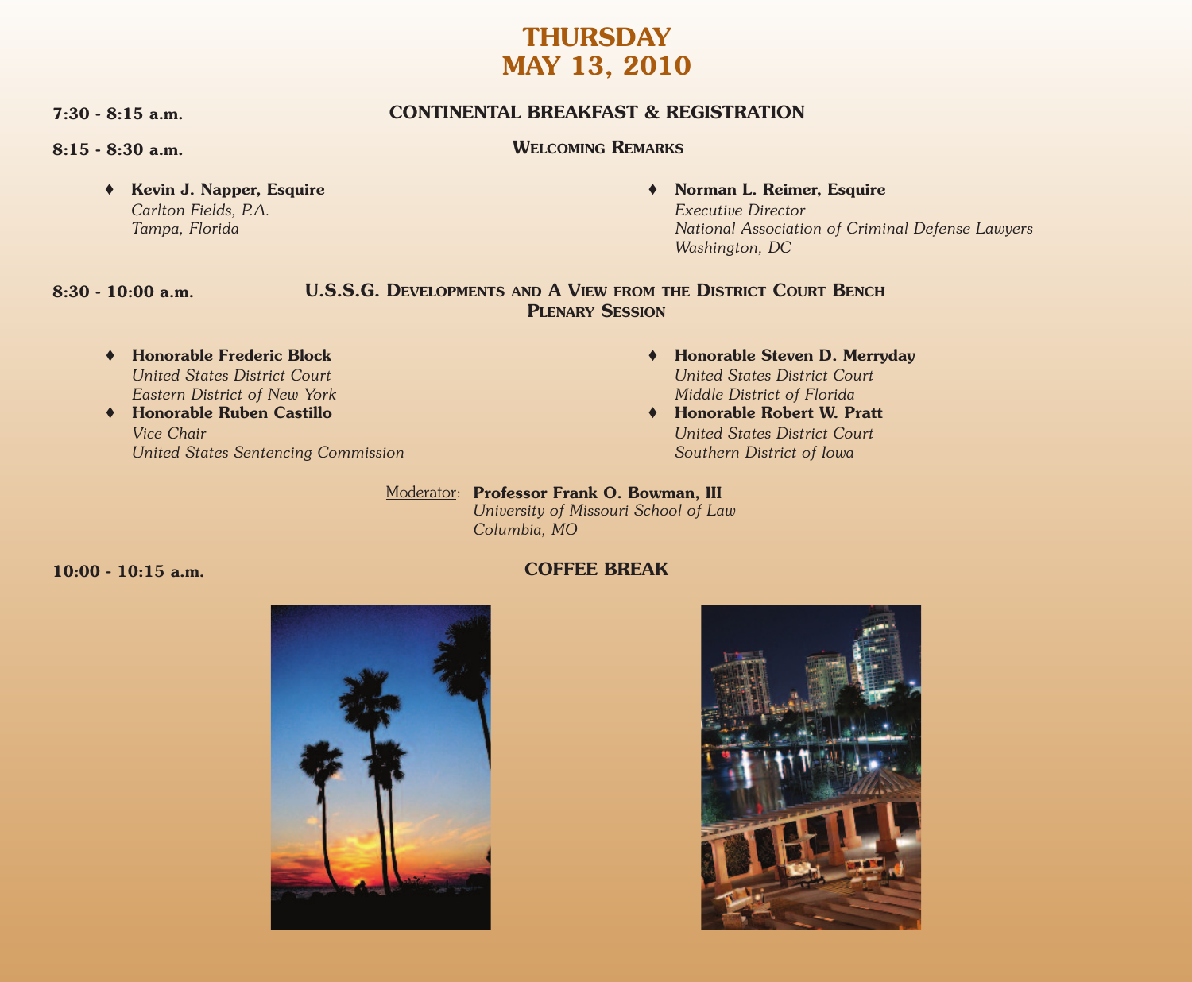# THURSDAY
# MAY 13, 2010

**7:30 - 8:15 a.m.** — **CONTINENTAL BREAKFAST & REGISTRATION**

**8:15 - 8:30 a.m.** — **WELCOMING REMARKS**

- **Kevin J. Napper, Esquire**
  *Carlton Fields, P.A.*
  *Tampa, Florida*
- **Norman L. Reimer, Esquire**
  *Executive Director*
  *National Association of Criminal Defense Lawyers*
  *Washington, DC*

**8:30 - 10:00 a.m.** — **U.S.S.G. DEVELOPMENTS AND A VIEW FROM THE DISTRICT COURT BENCH**
**PLENARY SESSION**

- **Honorable Frederic Block**
  *United States District Court*
  *Eastern District of New York*
- **Honorable Ruben Castillo**
  *Vice Chair*
  *United States Sentencing Commission*
- **Honorable Steven D. Merryday**
  *United States District Court*
  *Middle District of Florida*
- **Honorable Robert W. Pratt**
  *United States District Court*
  *Southern District of Iowa*

Moderator: **Professor Frank O. Bowman, III**
*University of Missouri School of Law*
*Columbia, MO*

**10:00 - 10:15 a.m.** — **COFFEE BREAK**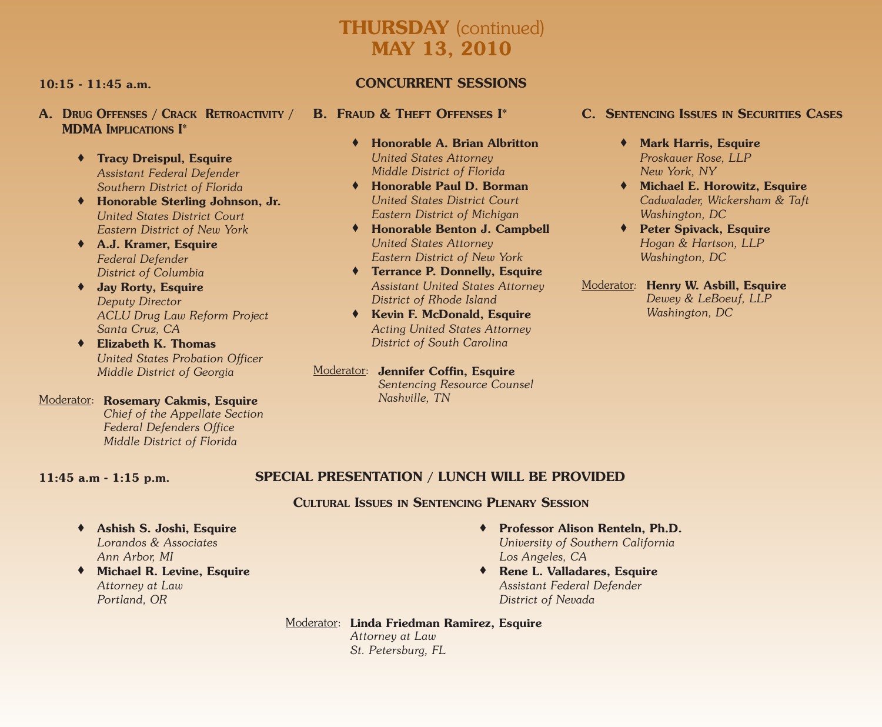# THURSDAY (continued)
# MAY 13, 2010

**10:15 - 11:45 a.m.**

## CONCURRENT SESSIONS

### A. Drug Offenses / Crack Retroactivity / MDMA Implications I*

- **Tracy Dreispul, Esquire**
  *Assistant Federal Defender*
  *Southern District of Florida*
- **Honorable Sterling Johnson, Jr.**
  *United States District Court*
  *Eastern District of New York*
- **A.J. Kramer, Esquire**
  *Federal Defender*
  *District of Columbia*
- **Jay Rorty, Esquire**
  *Deputy Director*
  *ACLU Drug Law Reform Project*
  *Santa Cruz, CA*
- **Elizabeth K. Thomas**
  *United States Probation Officer*
  *Middle District of Georgia*

Moderator: **Rosemary Cakmis, Esquire**
*Chief of the Appellate Section*
*Federal Defenders Office*
*Middle District of Florida*

### B. Fraud & Theft Offenses I*

- **Honorable A. Brian Albritton**
  *United States Attorney*
  *Middle District of Florida*
- **Honorable Paul D. Borman**
  *United States District Court*
  *Eastern District of Michigan*
- **Honorable Benton J. Campbell**
  *United States Attorney*
  *Eastern District of New York*
- **Terrance P. Donnelly, Esquire**
  *Assistant United States Attorney*
  *District of Rhode Island*
- **Kevin F. McDonald, Esquire**
  *Acting United States Attorney*
  *District of South Carolina*

Moderator: **Jennifer Coffin, Esquire**
*Sentencing Resource Counsel*
*Nashville, TN*

### C. Sentencing Issues in Securities Cases

- **Mark Harris, Esquire**
  *Proskauer Rose, LLP*
  *New York, NY*
- **Michael E. Horowitz, Esquire**
  *Cadwalader, Wickersham & Taft*
  *Washington, DC*
- **Peter Spivack, Esquire**
  *Hogan & Hartson, LLP*
  *Washington, DC*

Moderator: **Henry W. Asbill, Esquire**
*Dewey & LeBoeuf, LLP*
*Washington, DC*

**11:45 a.m - 1:15 p.m.**

## SPECIAL PRESENTATION / LUNCH WILL BE PROVIDED

### Cultural Issues in Sentencing Plenary Session

- **Ashish S. Joshi, Esquire**
  *Lorandos & Associates*
  *Ann Arbor, MI*
- **Michael R. Levine, Esquire**
  *Attorney at Law*
  *Portland, OR*
- **Professor Alison Renteln, Ph.D.**
  *University of Southern California*
  *Los Angeles, CA*
- **Rene L. Valladares, Esquire**
  *Assistant Federal Defender*
  *District of Nevada*

Moderator: **Linda Friedman Ramirez, Esquire**
*Attorney at Law*
*St. Petersburg, FL*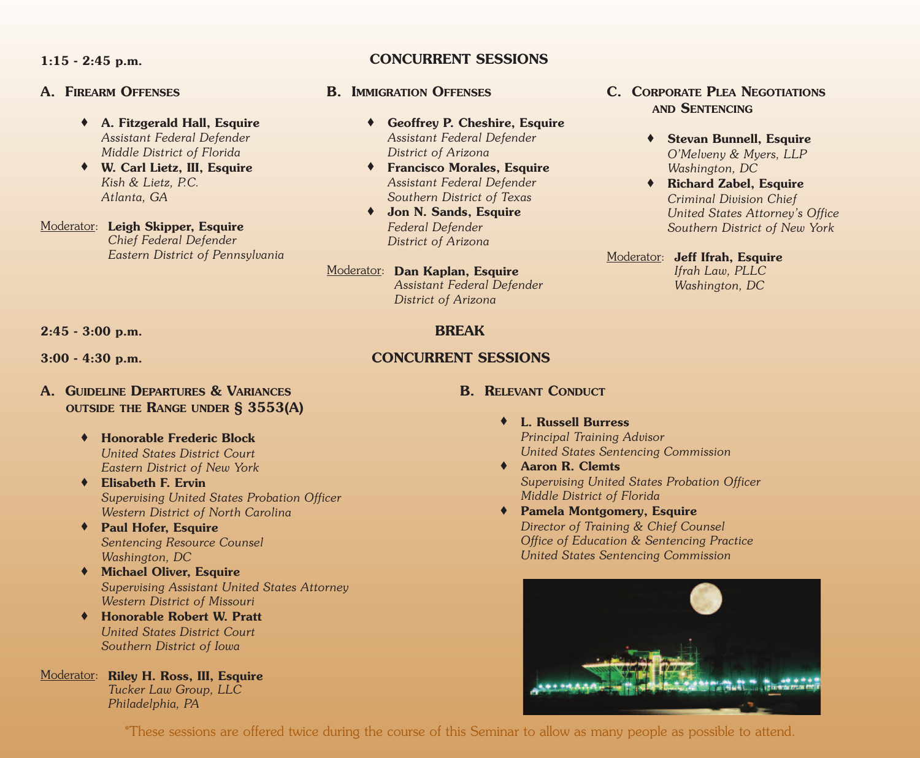**1:15 - 2:45 p.m.** **CONCURRENT SESSIONS**

### A. Firearm Offenses

- **A. Fitzgerald Hall, Esquire**
  *Assistant Federal Defender*
  *Middle District of Florida*
- **W. Carl Lietz, III, Esquire**
  *Kish & Lietz, P.C.*
  *Atlanta, GA*

Moderator: **Leigh Skipper, Esquire**
*Chief Federal Defender*
*Eastern District of Pennsylvania*

### B. Immigration Offenses

- **Geoffrey P. Cheshire, Esquire**
  *Assistant Federal Defender*
  *District of Arizona*
- **Francisco Morales, Esquire**
  *Assistant Federal Defender*
  *Southern District of Texas*
- **Jon N. Sands, Esquire**
  *Federal Defender*
  *District of Arizona*

Moderator: **Dan Kaplan, Esquire**
*Assistant Federal Defender*
*District of Arizona*

### C. Corporate Plea Negotiations and Sentencing

- **Stevan Bunnell, Esquire**
  *O'Melveny & Myers, LLP*
  *Washington, DC*
- **Richard Zabel, Esquire**
  *Criminal Division Chief*
  *United States Attorney's Office*
  *Southern District of New York*

Moderator: **Jeff Ifrah, Esquire**
*Ifrah Law, PLLC*
*Washington, DC*

**2:45 - 3:00 p.m.** **BREAK**

**3:00 - 4:30 p.m.** **CONCURRENT SESSIONS**

### A. Guideline Departures & Variances outside the Range under § 3553(A)

- **Honorable Frederic Block**
  *United States District Court*
  *Eastern District of New York*
- **Elisabeth F. Ervin**
  *Supervising United States Probation Officer*
  *Western District of North Carolina*
- **Paul Hofer, Esquire**
  *Sentencing Resource Counsel*
  *Washington, DC*
- **Michael Oliver, Esquire**
  *Supervising Assistant United States Attorney*
  *Western District of Missouri*
- **Honorable Robert W. Pratt**
  *United States District Court*
  *Southern District of Iowa*

Moderator: **Riley H. Ross, III, Esquire**
*Tucker Law Group, LLC*
*Philadelphia, PA*

### B. Relevant Conduct

- **L. Russell Burress**
  *Principal Training Advisor*
  *United States Sentencing Commission*
- **Aaron R. Clemts**
  *Supervising United States Probation Officer*
  *Middle District of Florida*
- **Pamela Montgomery, Esquire**
  *Director of Training & Chief Counsel*
  *Office of Education & Sentencing Practice*
  *United States Sentencing Commission*

*These sessions are offered twice during the course of this Seminar to allow as many people as possible to attend.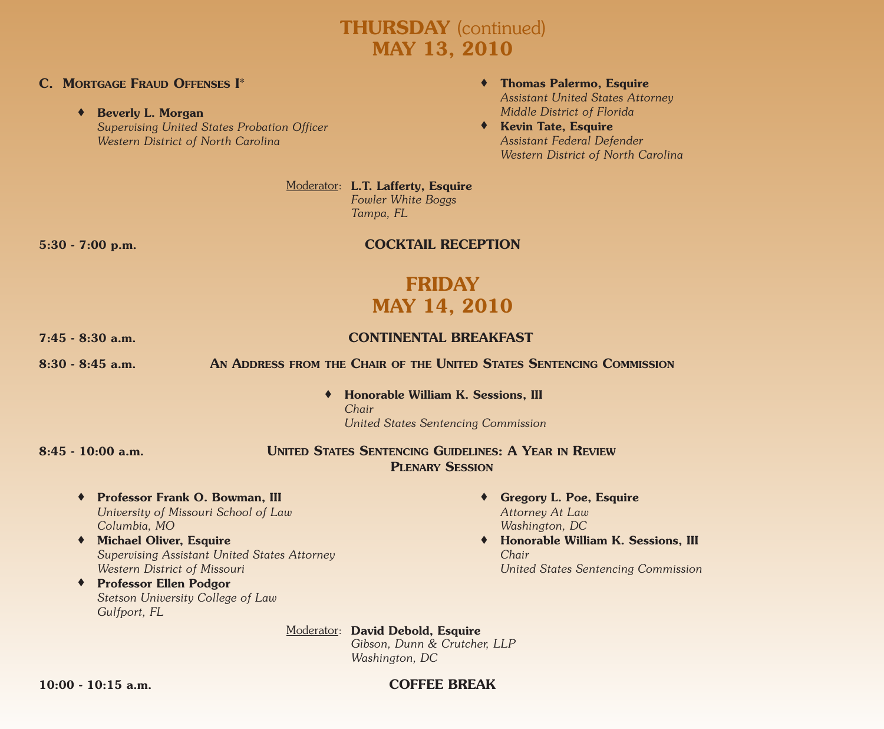# THURSDAY (continued)
# MAY 13, 2010

### C. Mortgage Fraud Offenses I*

- **Beverly L. Morgan**
  *Supervising United States Probation Officer*
  *Western District of North Carolina*
- **Thomas Palermo, Esquire**
  *Assistant United States Attorney*
  *Middle District of Florida*
- **Kevin Tate, Esquire**
  *Assistant Federal Defender*
  *Western District of North Carolina*

Moderator: **L.T. Lafferty, Esquire**
*Fowler White Boggs*
*Tampa, FL*

**5:30 - 7:00 p.m.** **COCKTAIL RECEPTION**

# FRIDAY
# MAY 14, 2010

**7:45 - 8:30 a.m.** **CONTINENTAL BREAKFAST**

**8:30 - 8:45 a.m.** **An Address from the Chair of the United States Sentencing Commission**

- **Honorable William K. Sessions, III**
  *Chair*
  *United States Sentencing Commission*

**8:45 - 10:00 a.m.** **United States Sentencing Guidelines: A Year in Review**
**Plenary Session**

- **Professor Frank O. Bowman, III**
  *University of Missouri School of Law*
  *Columbia, MO*
- **Michael Oliver, Esquire**
  *Supervising Assistant United States Attorney*
  *Western District of Missouri*
- **Professor Ellen Podgor**
  *Stetson University College of Law*
  *Gulfport, FL*
- **Gregory L. Poe, Esquire**
  *Attorney At Law*
  *Washington, DC*
- **Honorable William K. Sessions, III**
  *Chair*
  *United States Sentencing Commission*

Moderator: **David Debold, Esquire**
*Gibson, Dunn & Crutcher, LLP*
*Washington, DC*

**10:00 - 10:15 a.m.** **COFFEE BREAK**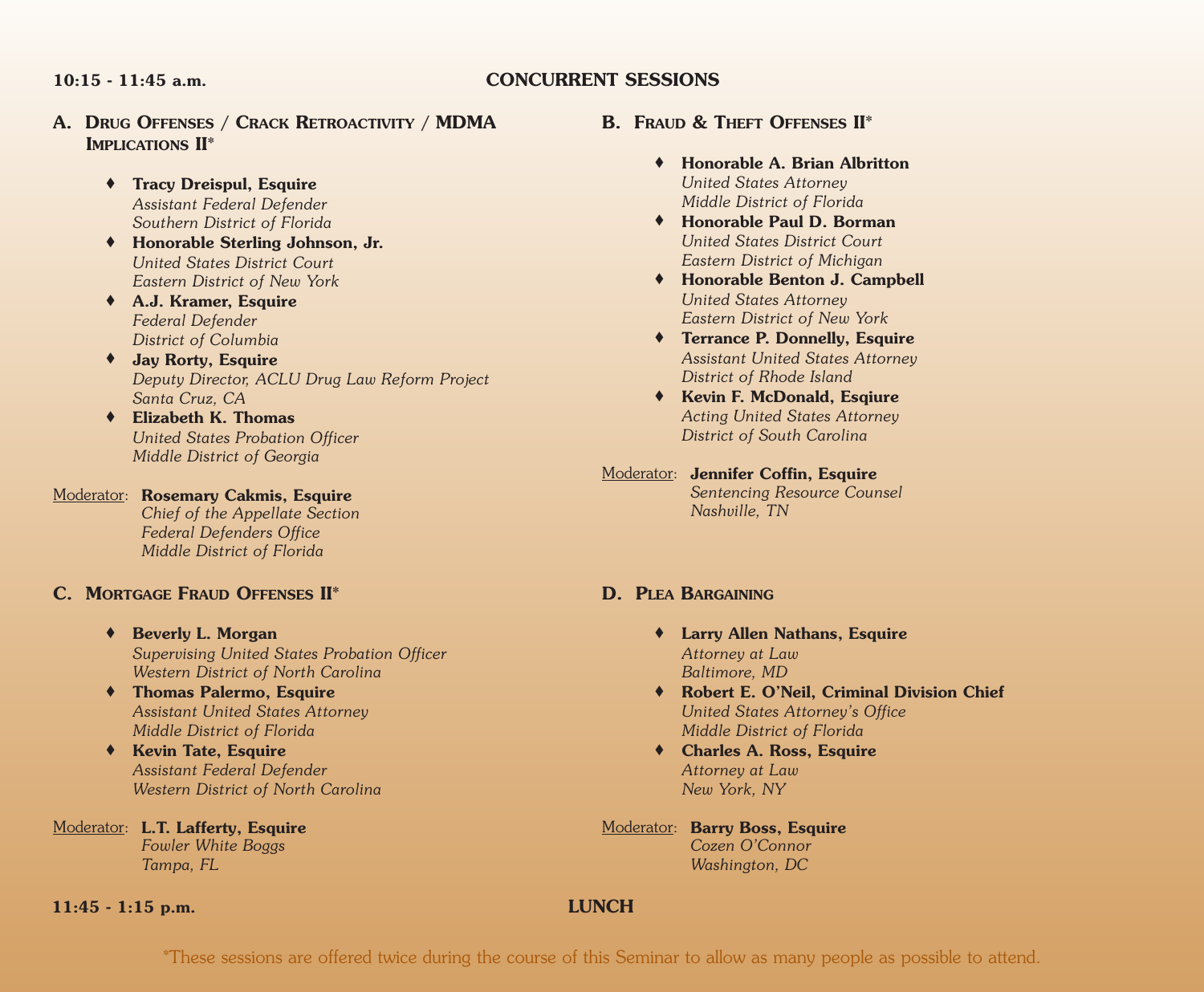**10:15 - 11:45 a.m.** **CONCURRENT SESSIONS**

### A. Drug Offenses / Crack Retroactivity / MDMA Implications II*

- **Tracy Dreispul, Esquire**
  *Assistant Federal Defender*
  *Southern District of Florida*
- **Honorable Sterling Johnson, Jr.**
  *United States District Court*
  *Eastern District of New York*
- **A.J. Kramer, Esquire**
  *Federal Defender*
  *District of Columbia*
- **Jay Rorty, Esquire**
  *Deputy Director, ACLU Drug Law Reform Project*
  *Santa Cruz, CA*
- **Elizabeth K. Thomas**
  *United States Probation Officer*
  *Middle District of Georgia*

Moderator: **Rosemary Cakmis, Esquire**
*Chief of the Appellate Section*
*Federal Defenders Office*
*Middle District of Florida*

### B. Fraud & Theft Offenses II*

- **Honorable A. Brian Albritton**
  *United States Attorney*
  *Middle District of Florida*
- **Honorable Paul D. Borman**
  *United States District Court*
  *Eastern District of Michigan*
- **Honorable Benton J. Campbell**
  *United States Attorney*
  *Eastern District of New York*
- **Terrance P. Donnelly, Esquire**
  *Assistant United States Attorney*
  *District of Rhode Island*
- **Kevin F. McDonald, Esqiure**
  *Acting United States Attorney*
  *District of South Carolina*

Moderator: **Jennifer Coffin, Esquire**
*Sentencing Resource Counsel*
*Nashville, TN*

### C. Mortgage Fraud Offenses II*

- **Beverly L. Morgan**
  *Supervising United States Probation Officer*
  *Western District of North Carolina*
- **Thomas Palermo, Esquire**
  *Assistant United States Attorney*
  *Middle District of Florida*
- **Kevin Tate, Esquire**
  *Assistant Federal Defender*
  *Western District of North Carolina*

Moderator: **L.T. Lafferty, Esquire**
*Fowler White Boggs*
*Tampa, FL*

### D. Plea Bargaining

- **Larry Allen Nathans, Esquire**
  *Attorney at Law*
  *Baltimore, MD*
- **Robert E. O'Neil, Criminal Division Chief**
  *United States Attorney's Office*
  *Middle District of Florida*
- **Charles A. Ross, Esquire**
  *Attorney at Law*
  *New York, NY*

Moderator: **Barry Boss, Esquire**
*Cozen O'Connor*
*Washington, DC*

**11:45 - 1:15 p.m.** **LUNCH**

*These sessions are offered twice during the course of this Seminar to allow as many people as possible to attend.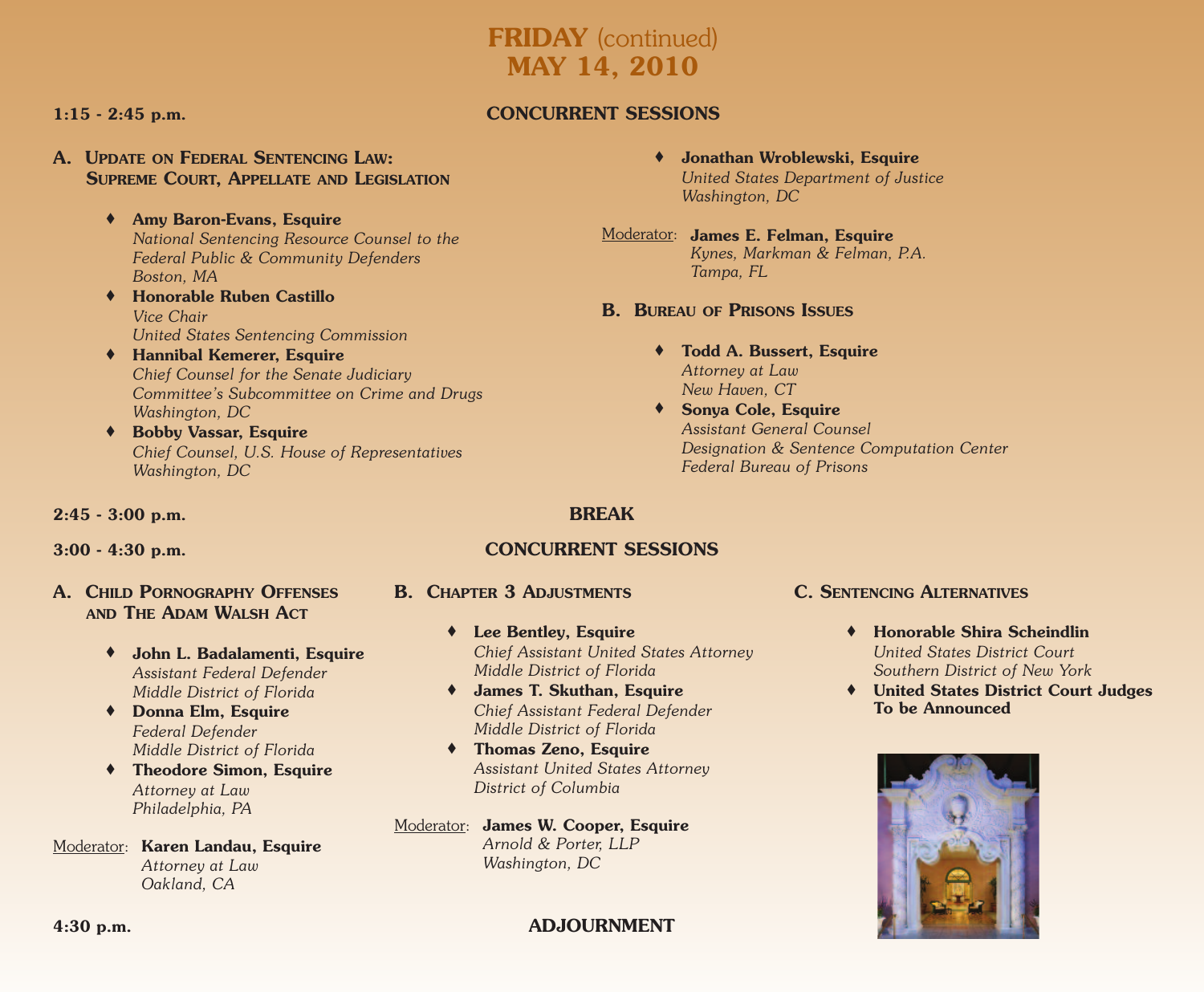# FRIDAY (continued)
# MAY 14, 2010

**1:15 - 2:45 p.m.** **CONCURRENT SESSIONS**

### A. Update on Federal Sentencing Law: Supreme Court, Appellate and Legislation

- **Amy Baron-Evans, Esquire**
  *National Sentencing Resource Counsel to the Federal Public & Community Defenders*
  *Boston, MA*
- **Honorable Ruben Castillo**
  *Vice Chair*
  *United States Sentencing Commission*
- **Hannibal Kemerer, Esquire**
  *Chief Counsel for the Senate Judiciary Committee's Subcommittee on Crime and Drugs*
  *Washington, DC*
- **Bobby Vassar, Esquire**
  *Chief Counsel, U.S. House of Representatives*
  *Washington, DC*
- **Jonathan Wroblewski, Esquire**
  *United States Department of Justice*
  *Washington, DC*

Moderator: **James E. Felman, Esquire**
*Kynes, Markman & Felman, P.A.*
*Tampa, FL*

### B. Bureau of Prisons Issues

- **Todd A. Bussert, Esquire**
  *Attorney at Law*
  *New Haven, CT*
- **Sonya Cole, Esquire**
  *Assistant General Counsel*
  *Designation & Sentence Computation Center*
  *Federal Bureau of Prisons*

**2:45 - 3:00 p.m.** **BREAK**

**3:00 - 4:30 p.m.** **CONCURRENT SESSIONS**

### A. Child Pornography Offenses and The Adam Walsh Act

- **John L. Badalamenti, Esquire**
  *Assistant Federal Defender*
  *Middle District of Florida*
- **Donna Elm, Esquire**
  *Federal Defender*
  *Middle District of Florida*
- **Theodore Simon, Esquire**
  *Attorney at Law*
  *Philadelphia, PA*

Moderator: **Karen Landau, Esquire**
*Attorney at Law*
*Oakland, CA*

### B. Chapter 3 Adjustments

- **Lee Bentley, Esquire**
  *Chief Assistant United States Attorney*
  *Middle District of Florida*
- **James T. Skuthan, Esquire**
  *Chief Assistant Federal Defender*
  *Middle District of Florida*
- **Thomas Zeno, Esquire**
  *Assistant United States Attorney*
  *District of Columbia*

Moderator: **James W. Cooper, Esquire**
*Arnold & Porter, LLP*
*Washington, DC*

### C. Sentencing Alternatives

- **Honorable Shira Scheindlin**
  *United States District Court*
  *Southern District of New York*
- **United States District Court Judges To be Announced**

**4:30 p.m.** **ADJOURNMENT**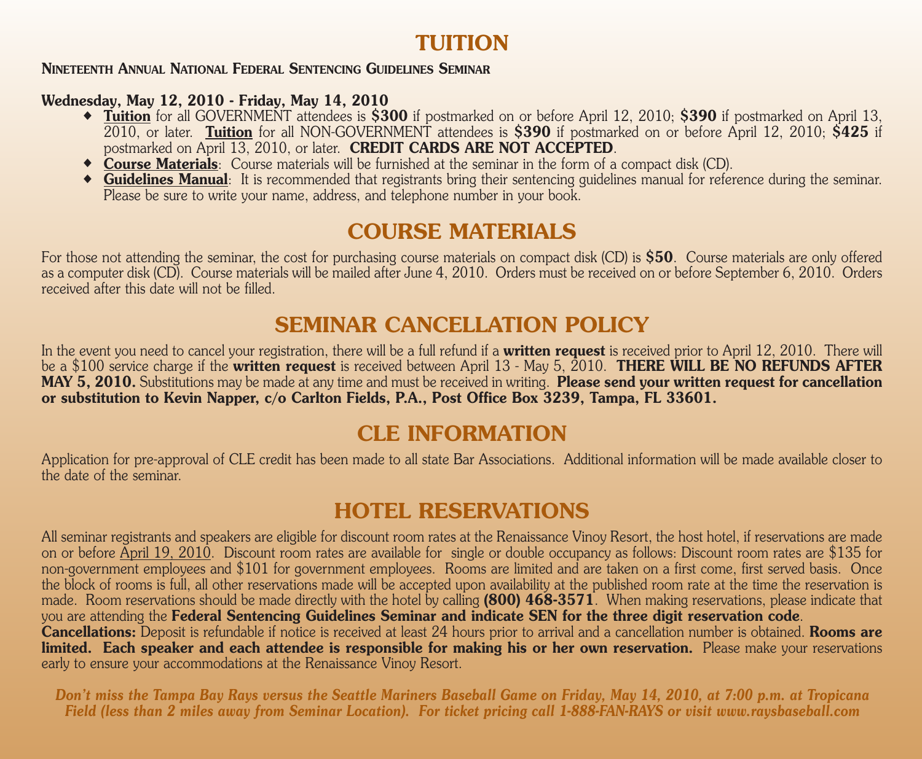# TUITION

**Nineteenth Annual National Federal Sentencing Guidelines Seminar**

**Wednesday, May 12, 2010 - Friday, May 14, 2010**

- **Tuition** for all GOVERNMENT attendees is **$300** if postmarked on or before April 12, 2010; **$390** if postmarked on April 13, 2010, or later. **Tuition** for all NON-GOVERNMENT attendees is **$390** if postmarked on or before April 12, 2010; **$425** if postmarked on April 13, 2010, or later. **CREDIT CARDS ARE NOT ACCEPTED**.
- **Course Materials**: Course materials will be furnished at the seminar in the form of a compact disk (CD).
- **Guidelines Manual**: It is recommended that registrants bring their sentencing guidelines manual for reference during the seminar. Please be sure to write your name, address, and telephone number in your book.

# COURSE MATERIALS

For those not attending the seminar, the cost for purchasing course materials on compact disk (CD) is **$50**. Course materials are only offered as a computer disk (CD). Course materials will be mailed after June 4, 2010. Orders must be received on or before September 6, 2010. Orders received after this date will not be filled.

# SEMINAR CANCELLATION POLICY

In the event you need to cancel your registration, there will be a full refund if a **written request** is received prior to April 12, 2010. There will be a $100 service charge if the **written request** is received between April 13 - May 5, 2010. **THERE WILL BE NO REFUNDS AFTER MAY 5, 2010.** Substitutions may be made at any time and must be received in writing. **Please send your written request for cancellation or substitution to Kevin Napper, c/o Carlton Fields, P.A., Post Office Box 3239, Tampa, FL 33601.**

# CLE INFORMATION

Application for pre-approval of CLE credit has been made to all state Bar Associations. Additional information will be made available closer to the date of the seminar.

# HOTEL RESERVATIONS

All seminar registrants and speakers are eligible for discount room rates at the Renaissance Vinoy Resort, the host hotel, if reservations are made on or before April 19, 2010. Discount room rates are available for single or double occupancy as follows: Discount room rates are $135 for non-government employees and $101 for government employees. Rooms are limited and are taken on a first come, first served basis. Once the block of rooms is full, all other reservations made will be accepted upon availability at the published room rate at the time the reservation is made. Room reservations should be made directly with the hotel by calling **(800) 468-3571**. When making reservations, please indicate that you are attending the **Federal Sentencing Guidelines Seminar and indicate SEN for the three digit reservation code**.

**Cancellations:** Deposit is refundable if notice is received at least 24 hours prior to arrival and a cancellation number is obtained. **Rooms are limited. Each speaker and each attendee is responsible for making his or her own reservation.** Please make your reservations early to ensure your accommodations at the Renaissance Vinoy Resort.

***Don't miss the Tampa Bay Rays versus the Seattle Mariners Baseball Game on Friday, May 14, 2010, at 7:00 p.m. at Tropicana Field (less than 2 miles away from Seminar Location). For ticket pricing call 1-888-FAN-RAYS or visit www.raysbaseball.com***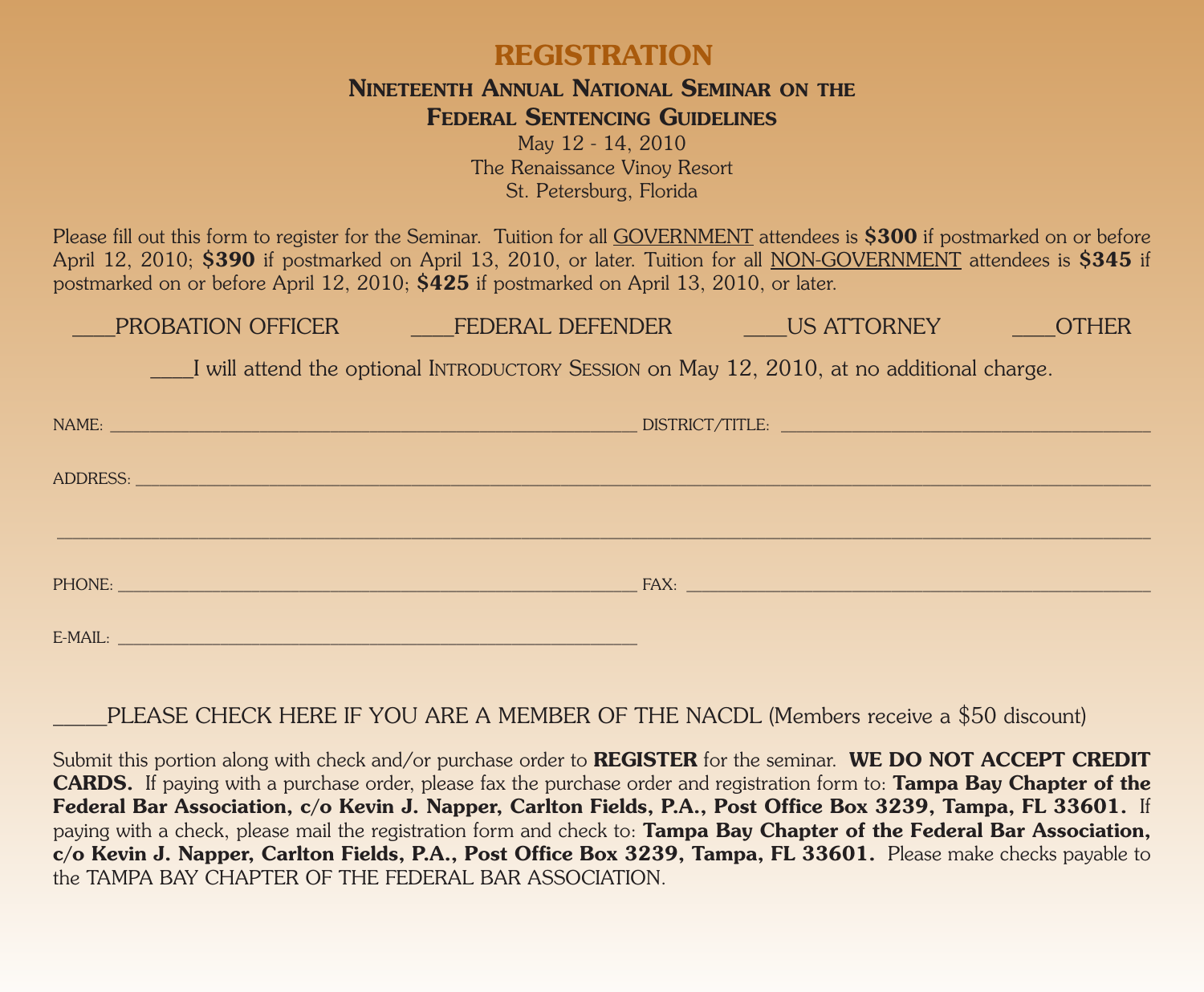# REGISTRATION

## Nineteenth Annual National Seminar on the Federal Sentencing Guidelines

May 12 - 14, 2010
The Renaissance Vinoy Resort
St. Petersburg, Florida

Please fill out this form to register for the Seminar. Tuition for all GOVERNMENT attendees is **$300** if postmarked on or before April 12, 2010; **$390** if postmarked on April 13, 2010, or later. Tuition for all NON-GOVERNMENT attendees is **$345** if postmarked on or before April 12, 2010; **$425** if postmarked on April 13, 2010, or later.

____PROBATION OFFICER ____FEDERAL DEFENDER ____US ATTORNEY ____OTHER

____I will attend the optional Introductory Session on May 12, 2010, at no additional charge.

NAME: ____________________ DISTRICT/TITLE: ____________________

ADDRESS: ____________________

____________________

PHONE: ____________________ FAX: ____________________

E-MAIL: ____________________

_____PLEASE CHECK HERE IF YOU ARE A MEMBER OF THE NACDL (Members receive a $50 discount)

Submit this portion along with check and/or purchase order to **REGISTER** for the seminar. **WE DO NOT ACCEPT CREDIT CARDS.** If paying with a purchase order, please fax the purchase order and registration form to: **Tampa Bay Chapter of the Federal Bar Association, c/o Kevin J. Napper, Carlton Fields, P.A., Post Office Box 3239, Tampa, FL 33601.** If paying with a check, please mail the registration form and check to: **Tampa Bay Chapter of the Federal Bar Association, c/o Kevin J. Napper, Carlton Fields, P.A., Post Office Box 3239, Tampa, FL 33601.** Please make checks payable to the TAMPA BAY CHAPTER OF THE FEDERAL BAR ASSOCIATION.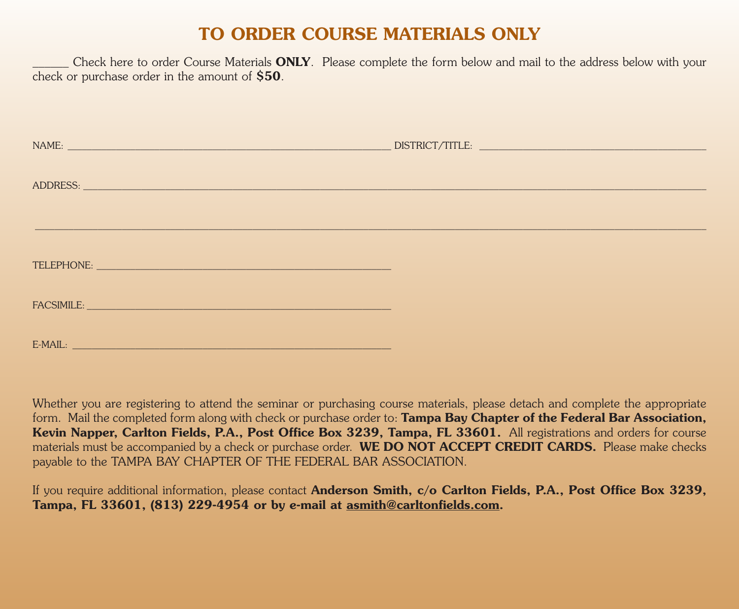# TO ORDER COURSE MATERIALS ONLY

______ Check here to order Course Materials **ONLY**. Please complete the form below and mail to the address below with your check or purchase order in the amount of **$50**.

NAME: ____________________________________________ DISTRICT/TITLE: ______________________________

ADDRESS: ______________________________________________________________________________

______________________________________________________________________________________

TELEPHONE: ________________________________________

FACSIMILE: ________________________________________

E-MAIL: ___________________________________________

Whether you are registering to attend the seminar or purchasing course materials, please detach and complete the appropriate form. Mail the completed form along with check or purchase order to: **Tampa Bay Chapter of the Federal Bar Association, Kevin Napper, Carlton Fields, P.A., Post Office Box 3239, Tampa, FL 33601.** All registrations and orders for course materials must be accompanied by a check or purchase order. **WE DO NOT ACCEPT CREDIT CARDS.** Please make checks payable to the TAMPA BAY CHAPTER OF THE FEDERAL BAR ASSOCIATION.

If you require additional information, please contact **Anderson Smith, c/o Carlton Fields, P.A., Post Office Box 3239, Tampa, FL 33601, (813) 229-4954 or by e-mail at asmith@carltonfields.com.**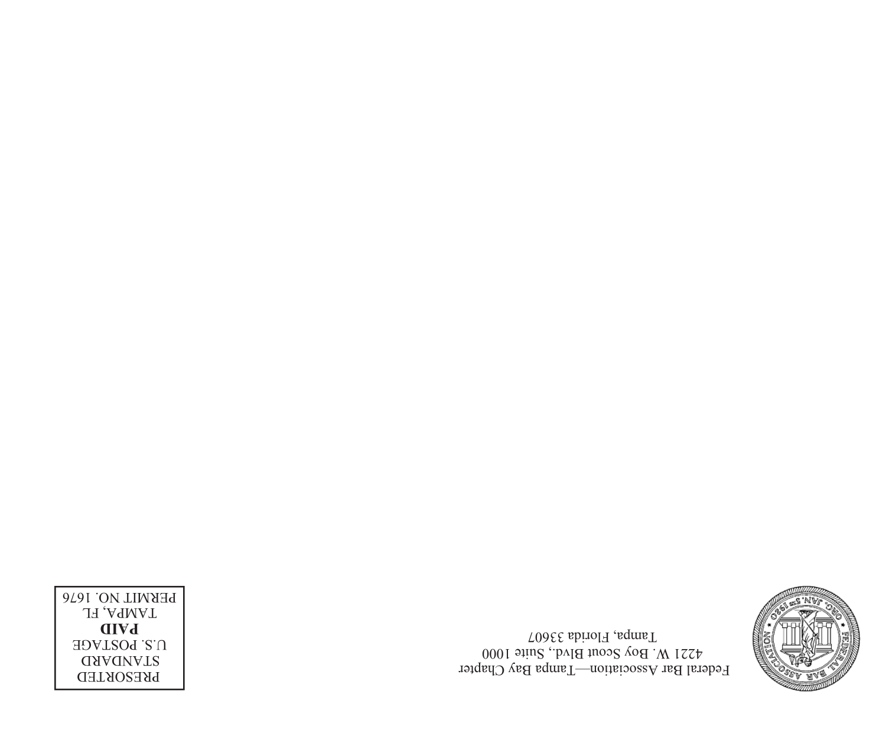Federal Bar Association—Tampa Bay Chapter
4221 W. Boy Scout Blvd., Suite 1000
Tampa, Florida 33607

PRESORTED
STANDARD
U.S. POSTAGE
**PAID**
TAMPA, FL
PERMIT NO. 1676